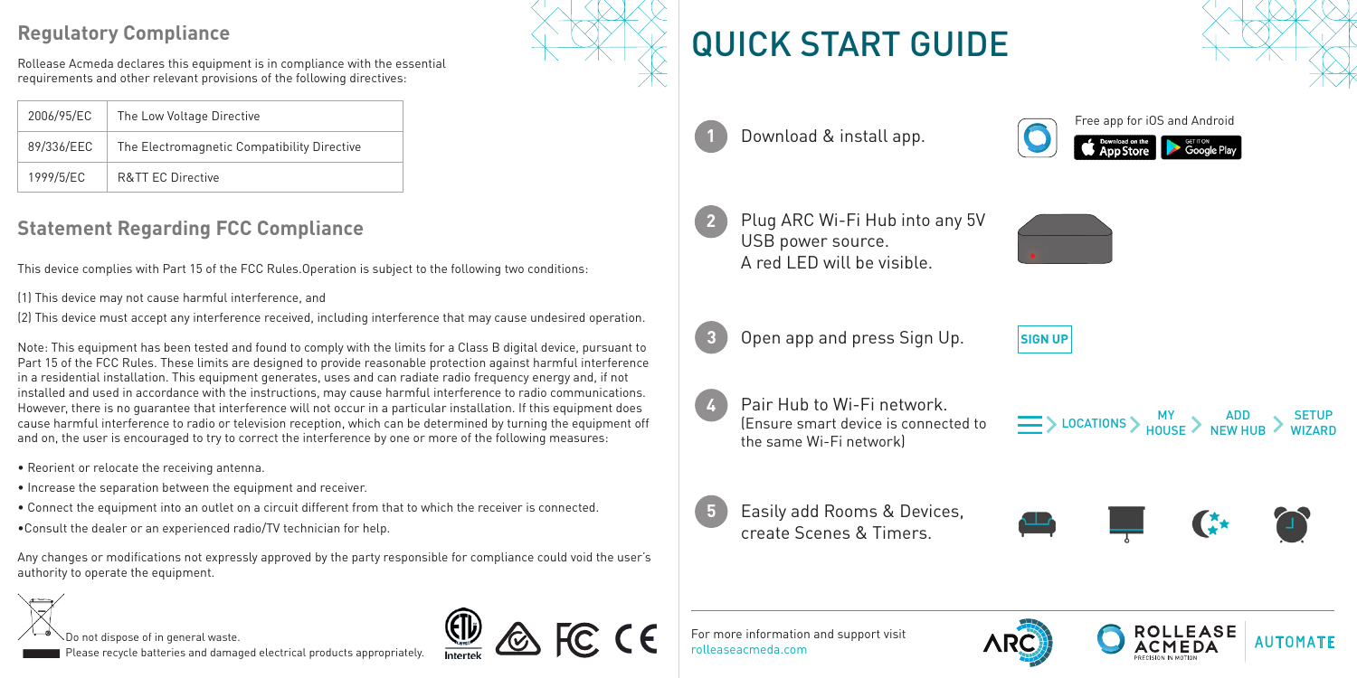## Regulatory Compliance

Rollease Acmeda declares this equipment is in compliance with the essential requirements and other relevant provisions of the following directives:

| 2006/95/EC | The Low Voltage Directive |
| --- | --- |
| 89/336/EEC | The Electromagnetic Compatibility Directive |
| 1999/5/EC | R&TT EC Directive |

## Statement Regarding FCC Compliance

This device complies with Part 15 of the FCC Rules.Operation is subject to the following two conditions:

(1) This device may not cause harmful interference, and

(2) This device must accept any interference received, including interference that may cause undesired operation.

Note: This equipment has been tested and found to comply with the limits for a Class B digital device, pursuant to Part 15 of the FCC Rules. These limits are designed to provide reasonable protection against harmful interference in a residential installation. This equipment generates, uses and can radiate radio frequency energy and, if not installed and used in accordance with the instructions, may cause harmful interference to radio communications. However, there is no guarantee that interference will not occur in a particular installation. If this equipment does cause harmful interference to radio or television reception, which can be determined by turning the equipment off and on, the user is encouraged to try to correct the interference by one or more of the following measures:

- Reorient or relocate the receiving antenna.
- Increase the separation between the equipment and receiver.
- Connect the equipment into an outlet on a circuit different from that to which the receiver is connected.
- Consult the dealer or an experienced radio/TV technician for help.

Any changes or modifications not expressly approved by the party responsible for compliance could void the user's authority to operate the equipment.

Do not dispose of in general waste.
Please recycle batteries and damaged electrical products appropriately.

Intertek

# QUICK START GUIDE

1. Download & install app.

   Free app for iOS and Android

   Download on the App Store | GET IT ON Google Play

2. Plug ARC Wi-Fi Hub into any 5V USB power source.
   A red LED will be visible.

3. Open app and press Sign Up.

   SIGN UP

4. Pair Hub to Wi-Fi network.
   (Ensure smart device is connected to the same Wi-Fi network)

   LOCATIONS > MY HOUSE > ADD NEW HUB > SETUP WIZARD

5. Easily add Rooms & Devices, create Scenes & Timers.

For more information and support visit
rolleaseacmeda.com

ARC

ROLLEASE ACMEDA
PRECISION IN MOTION

AUTOMATE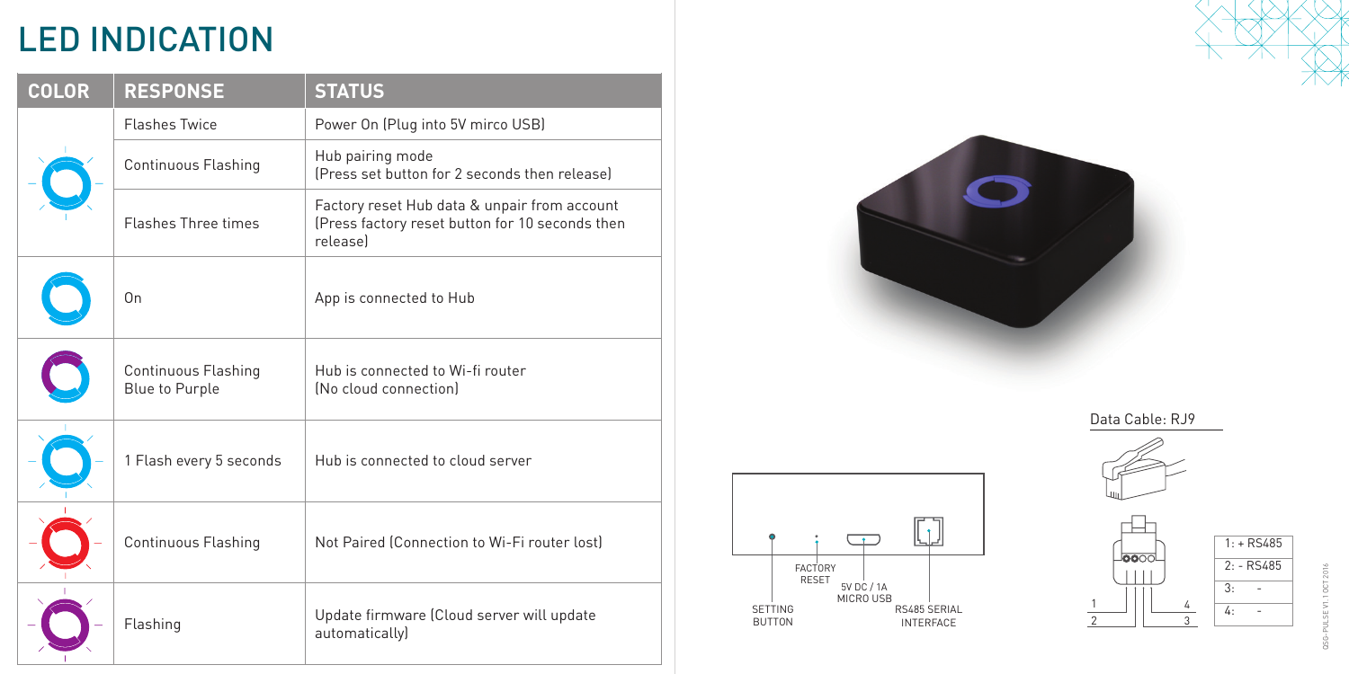# LED INDICATION

| COLOR | RESPONSE | STATUS |
|---|---|---|
| | Flashes Twice | Power On (Plug into 5V mirco USB) |
| | Continuous Flashing | Hub pairing mode (Press set button for 2 seconds then release) |
| | Flashes Three times | Factory reset Hub data & unpair from account (Press factory reset button for 10 seconds then release) |
| | On | App is connected to Hub |
| | Continuous Flashing Blue to Purple | Hub is connected to Wi-fi router (No cloud connection) |
| | 1 Flash every 5 seconds | Hub is connected to cloud server |
| | Continuous Flashing | Not Paired (Connection to Wi-Fi router lost) |
| | Flashing | Update firmware (Cloud server will update automatically) |

SETTING BUTTON

FACTORY RESET

5V DC / 1A MICRO USB

RS485 SERIAL INTERFACE

Data Cable: RJ9

1 2 3 4

| | |
|---|---|
| 1: | + RS485 |
| 2: | - RS485 |
| 3: | - |
| 4: | - |

QSG-PULSE V1.1 OCT 2016